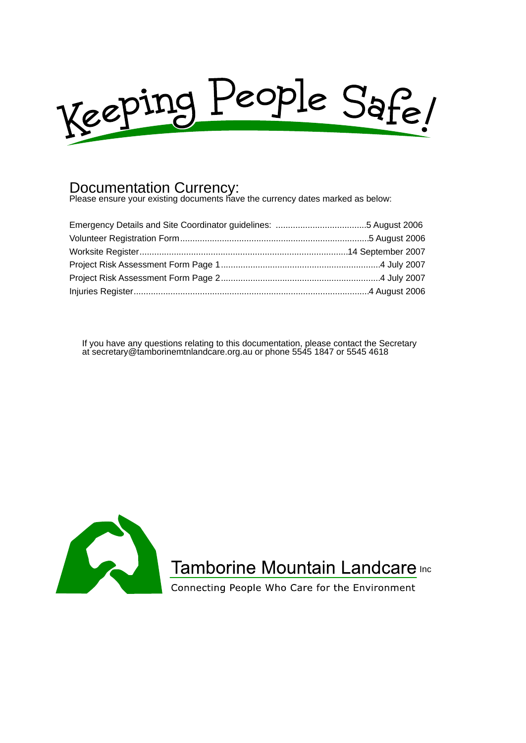# Keeping People Safe!

## Documentation Currency:

Please ensure your existing documents have the currency dates marked as below:

Emergency Details and Site Coordinator guidelines: ....................................5 August 2006
Volunteer Registration Form............................................................................5 August 2006
Worksite Register.....................................................................................14 September 2007
Project Risk Assessment Form Page 1.................................................................4 July 2007
Project Risk Assessment Form Page 2.................................................................4 July 2007
Injuries Register...............................................................................................4 August 2006

If you have any questions relating to this documentation, please contact the Secretary at secretary@tamborinemtnlandcare.org.au or phone 5545 1847 or 5545 4618

Tamborine Mountain Landcare Inc

Connecting People Who Care for the Environment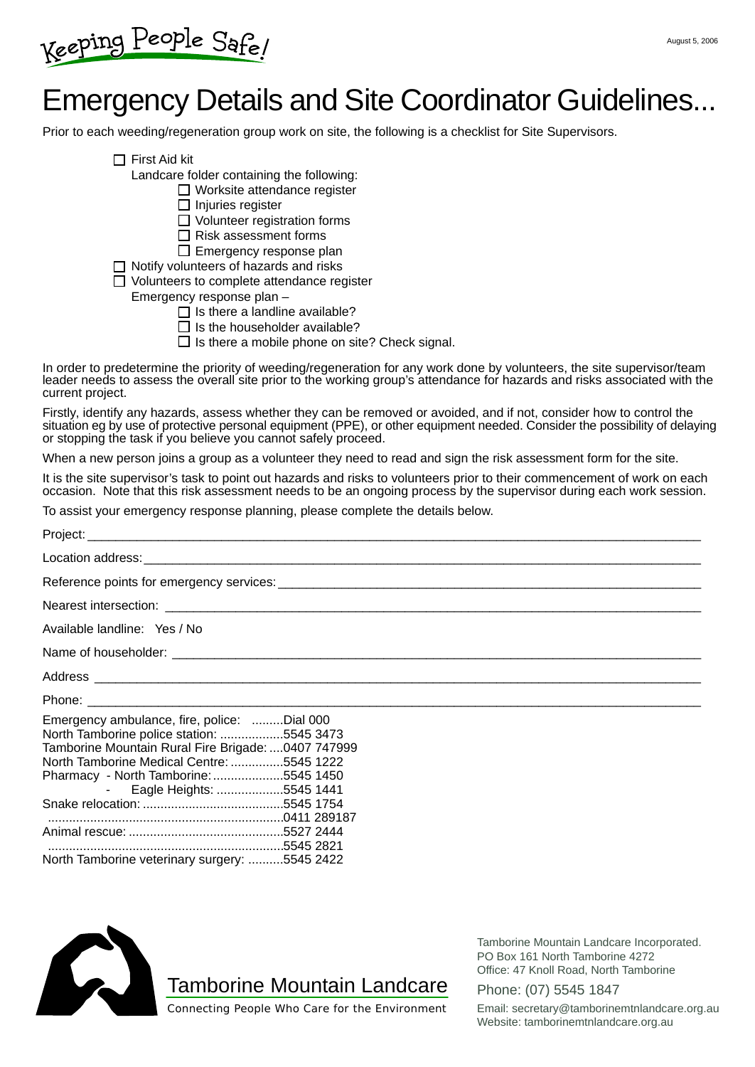Keeping People Safe!

August 5, 2006

# Emergency Details and Site Coordinator Guidelines...

Prior to each weeding/regeneration group work on site, the following is a checklist for Site Supervisors.

- ☐ First Aid kit
- Landcare folder containing the following:
  - ☐ Worksite attendance register
  - ☐ Injuries register
  - ☐ Volunteer registration forms
  - ☐ Risk assessment forms
  - ☐ Emergency response plan
- ☐ Notify volunteers of hazards and risks
- ☐ Volunteers to complete attendance register
- Emergency response plan –
  - ☐ Is there a landline available?
  - ☐ Is the householder available?
  - ☐ Is there a mobile phone on site? Check signal.

In order to predetermine the priority of weeding/regeneration for any work done by volunteers, the site supervisor/team leader needs to assess the overall site prior to the working group's attendance for hazards and risks associated with the current project.

Firstly, identify any hazards, assess whether they can be removed or avoided, and if not, consider how to control the situation eg by use of protective personal equipment (PPE), or other equipment needed. Consider the possibility of delaying or stopping the task if you believe you cannot safely proceed.

When a new person joins a group as a volunteer they need to read and sign the risk assessment form for the site.

It is the site supervisor's task to point out hazards and risks to volunteers prior to their commencement of work on each occasion. Note that this risk assessment needs to be an ongoing process by the supervisor during each work session.

To assist your emergency response planning, please complete the details below.

Project: ______________________________________________

Location address: ______________________________________________

Reference points for emergency services: ______________________________________________

Nearest intersection: ______________________________________________

Available landline: Yes / No

Name of householder: ______________________________________________

Address ______________________________________________

Phone: ______________________________________________

Emergency ambulance, fire, police: .........Dial 000
North Tamborine police station: ..................5545 3473
Tamborine Mountain Rural Fire Brigade: ....0407 747999
North Tamborine Medical Centre: ...............5545 1222
Pharmacy - North Tamborine: ....................5545 1450
- Eagle Heights: ...................5545 1441

Snake relocation: ........................................5545 1754
...................................................................0411 289187
Animal rescue: ............................................5527 2444
...................................................................5545 2821
North Tamborine veterinary surgery: ..........5545 2422

Tamborine Mountain Landcare
Connecting People Who Care for the Environment

Tamborine Mountain Landcare Incorporated.
PO Box 161 North Tamborine 4272
Office: 47 Knoll Road, North Tamborine
Phone: (07) 5545 1847
Email: secretary@tamborinemtnlandcare.org.au
Website: tamborinemtnlandcare.org.au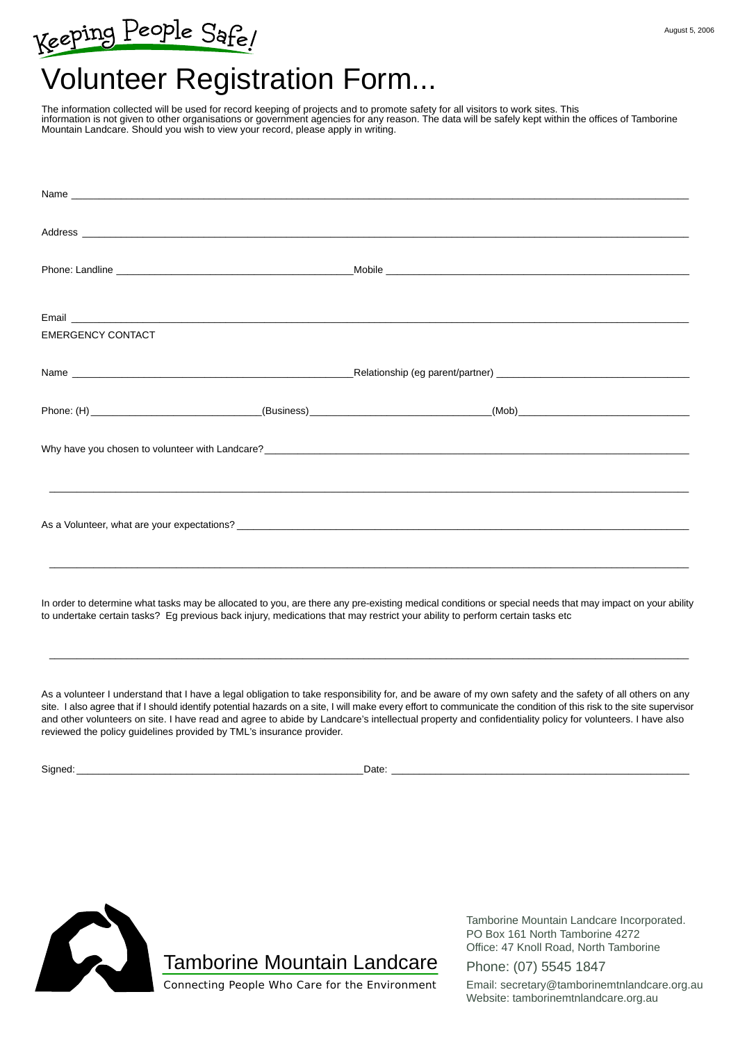Keeping People Safe!

August 5, 2006

# Volunteer Registration Form...

The information collected will be used for record keeping of projects and to promote safety for all visitors to work sites. This information is not given to other organisations or government agencies for any reason. The data will be safely kept within the offices of Tamborine Mountain Landcare. Should you wish to view your record, please apply in writing.

Name ___________________________________________________________________________

Address _________________________________________________________________________

Phone: Landline ______________________________ Mobile _____________________________

Email ___________________________________________________________________________

EMERGENCY CONTACT

Name ____________________________ Relationship (eg parent/partner) _____________________

Phone: (H) ____________________ (Business) ____________________ (Mob) ____________________

Why have you chosen to volunteer with Landcare? __________________________________________

_________________________________________________________________________________

As a Volunteer, what are your expectations? ______________________________________________

_________________________________________________________________________________

In order to determine what tasks may be allocated to you, are there any pre-existing medical conditions or special needs that may impact on your ability to undertake certain tasks? Eg previous back injury, medications that may restrict your ability to perform certain tasks etc

_________________________________________________________________________________

As a volunteer I understand that I have a legal obligation to take responsibility for, and be aware of my own safety and the safety of all others on any site. I also agree that if I should identify potential hazards on a site, I will make every effort to communicate the condition of this risk to the site supervisor and other volunteers on site. I have read and agree to abide by Landcare's intellectual property and confidentiality policy for volunteers. I have also reviewed the policy guidelines provided by TML's insurance provider.

Signed: ______________________________ Date: ______________________________

Tamborine Mountain Landcare

Connecting People Who Care for the Environment

Tamborine Mountain Landcare Incorporated.
PO Box 161 North Tamborine 4272
Office: 47 Knoll Road, North Tamborine

Phone: (07) 5545 1847

Email: secretary@tamborinemtnlandcare.org.au
Website: tamborinemtnlandcare.org.au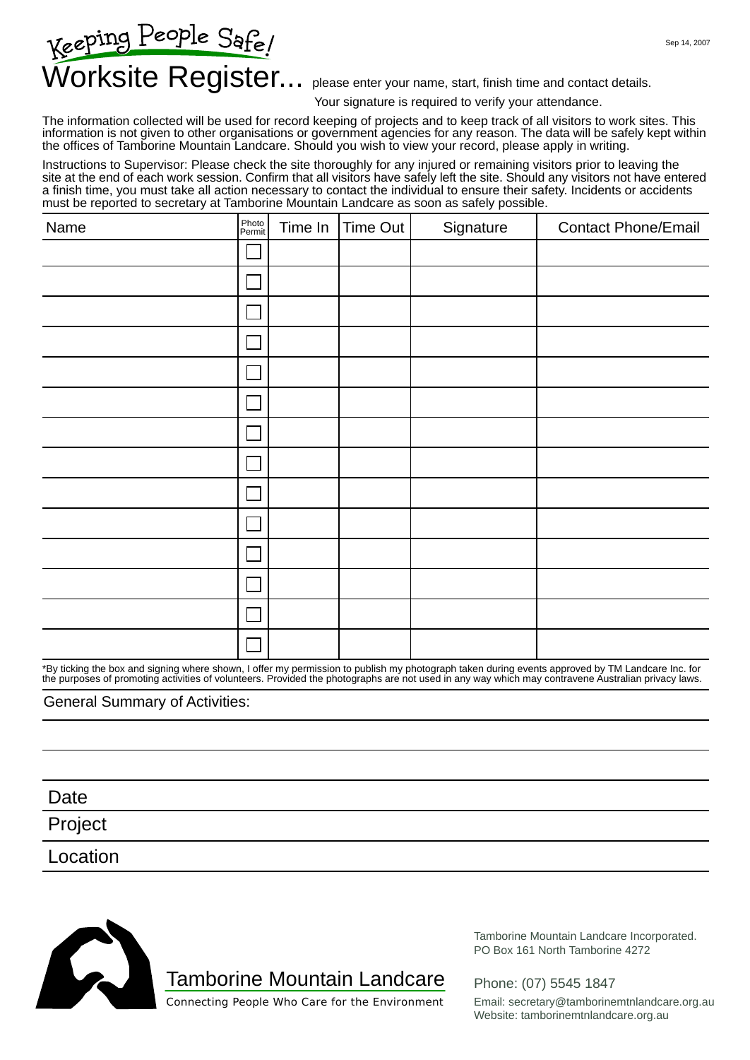Sep 14, 2007

# Keeping People Safe!

# Worksite Register...

please enter your name, start, finish time and contact details.

Your signature is required to verify your attendance.

The information collected will be used for record keeping of projects and to keep track of all visitors to work sites. This information is not given to other organisations or government agencies for any reason. The data will be safely kept within the offices of Tamborine Mountain Landcare. Should you wish to view your record, please apply in writing.

Instructions to Supervisor: Please check the site thoroughly for any injured or remaining visitors prior to leaving the site at the end of each work session. Confirm that all visitors have safely left the site. Should any visitors not have entered a finish time, you must take all action necessary to contact the individual to ensure their safety. Incidents or accidents must be reported to secretary at Tamborine Mountain Landcare as soon as safely possible.

| Name | Photo Permit | Time In | Time Out | Signature | Contact Phone/Email |
|---|---|---|---|---|---|
| | ☐ | | | | |
| | ☐ | | | | |
| | ☐ | | | | |
| | ☐ | | | | |
| | ☐ | | | | |
| | ☐ | | | | |
| | ☐ | | | | |
| | ☐ | | | | |
| | ☐ | | | | |
| | ☐ | | | | |
| | ☐ | | | | |
| | ☐ | | | | |
| | ☐ | | | | |
| | ☐ | | | | |

*By ticking the box and signing where shown, I offer my permission to publish my photograph taken during events approved by TM Landcare Inc. for the purposes of promoting activities of volunteers. Provided the photographs are not used in any way which may contravene Australian privacy laws.

General Summary of Activities:

Date

Project

Location

Tamborine Mountain Landcare

Connecting People Who Care for the Environment

Tamborine Mountain Landcare Incorporated.
PO Box 161 North Tamborine 4272

Phone: (07) 5545 1847

Email: secretary@tamborinemtnlandcare.org.au
Website: tamborinemtnlandcare.org.au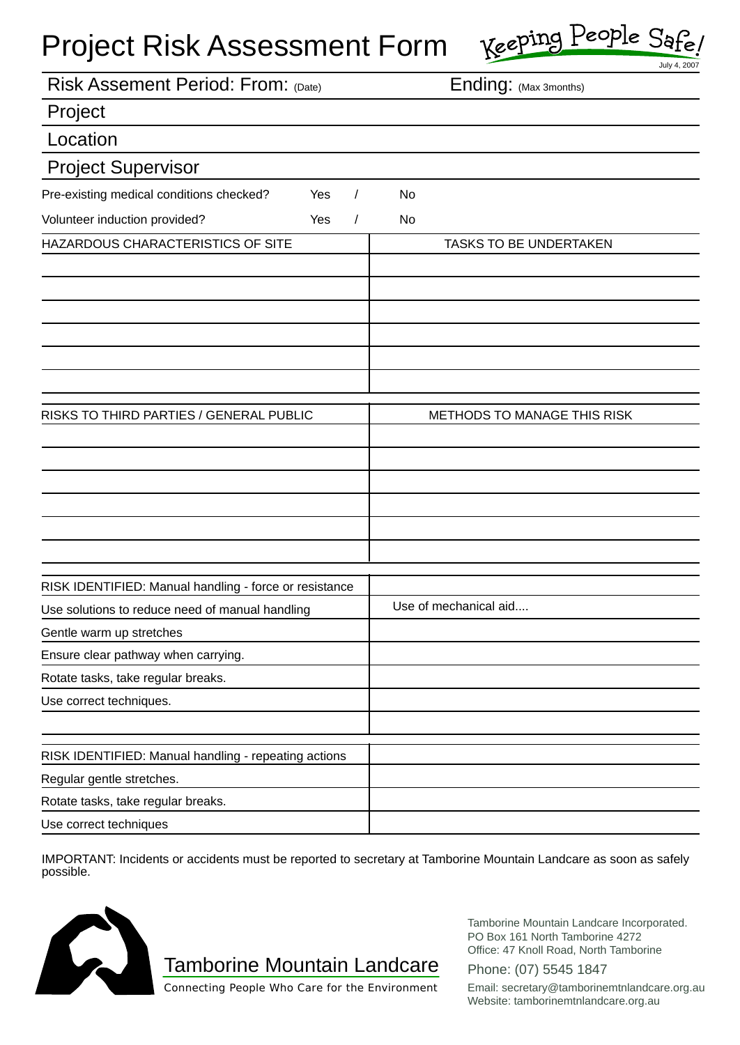# Project Risk Assessment Form

Keeping People Safe!

July 4, 2007

Risk Assement Period: From: (Date) Ending: (Max 3months)

Project

Location

Project Supervisor

Pre-existing medical conditions checked? Yes / No

Volunteer induction provided? Yes / No

| HAZARDOUS CHARACTERISTICS OF SITE | TASKS TO BE UNDERTAKEN |
|---|---|
| | |
| | |
| | |
| | |
| | |
| | |

| RISKS TO THIRD PARTIES / GENERAL PUBLIC | METHODS TO MANAGE THIS RISK |
|---|---|
| | |
| | |
| | |
| | |
| | |
| | |

| RISK IDENTIFIED: Manual handling - force or resistance | |
|---|---|
| Use solutions to reduce need of manual handling | Use of mechanical aid.... |
| Gentle warm up stretches | |
| Ensure clear pathway when carrying. | |
| Rotate tasks, take regular breaks. | |
| Use correct techniques. | |
| | |

| RISK IDENTIFIED: Manual handling - repeating actions | |
|---|---|
| Regular gentle stretches. | |
| Rotate tasks, take regular breaks. | |
| Use correct techniques | |

IMPORTANT: Incidents or accidents must be reported to secretary at Tamborine Mountain Landcare as soon as safely possible.

Tamborine Mountain Landcare

Connecting People Who Care for the Environment

Tamborine Mountain Landcare Incorporated.
PO Box 161 North Tamborine 4272
Office: 47 Knoll Road, North Tamborine

Phone: (07) 5545 1847

Email: secretary@tamborinemtnlandcare.org.au
Website: tamborinemtnlandcare.org.au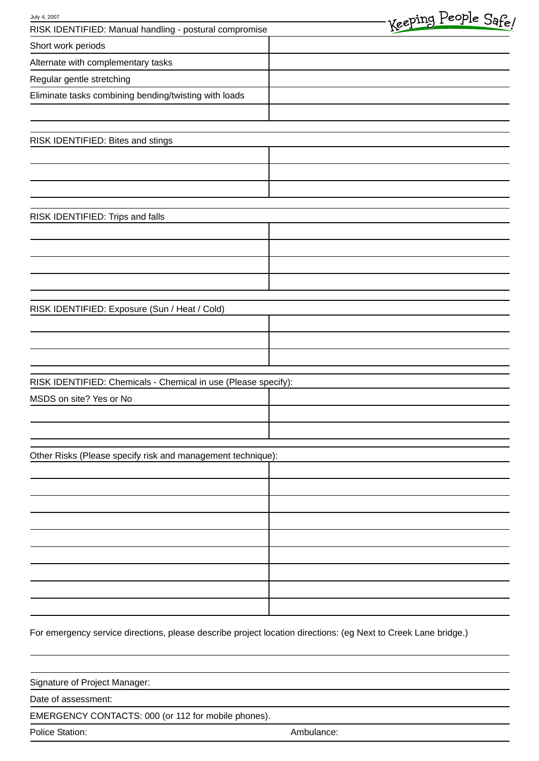| RISK IDENTIFIED: Manual handling - postural compromise | |
|---|---|
| Short work periods | |
| Alternate with complementary tasks | |
| Regular gentle stretching | |
| Eliminate tasks combining bending/twisting with loads | |
| | |

| RISK IDENTIFIED: Bites and stings | |
|---|---|
| | |
| | |
| | |

| RISK IDENTIFIED: Trips and falls | |
|---|---|
| | |
| | |
| | |
| | |

| RISK IDENTIFIED: Exposure (Sun / Heat / Cold) | |
|---|---|
| | |
| | |
| | |

| RISK IDENTIFIED: Chemicals - Chemical in use (Please specify): | |
|---|---|
| MSDS on site? Yes or No | |
| | |
| | |

| Other Risks (Please specify risk and management technique): | |
|---|---|
| | |
| | |
| | |
| | |
| | |
| | |
| | |
| | |
| | |

For emergency service directions, please describe project location directions: (eg Next to Creek Lane bridge.)

Signature of Project Manager:

Date of assessment:

EMERGENCY CONTACTS: 000 (or 112 for mobile phones).

Police Station: Ambulance: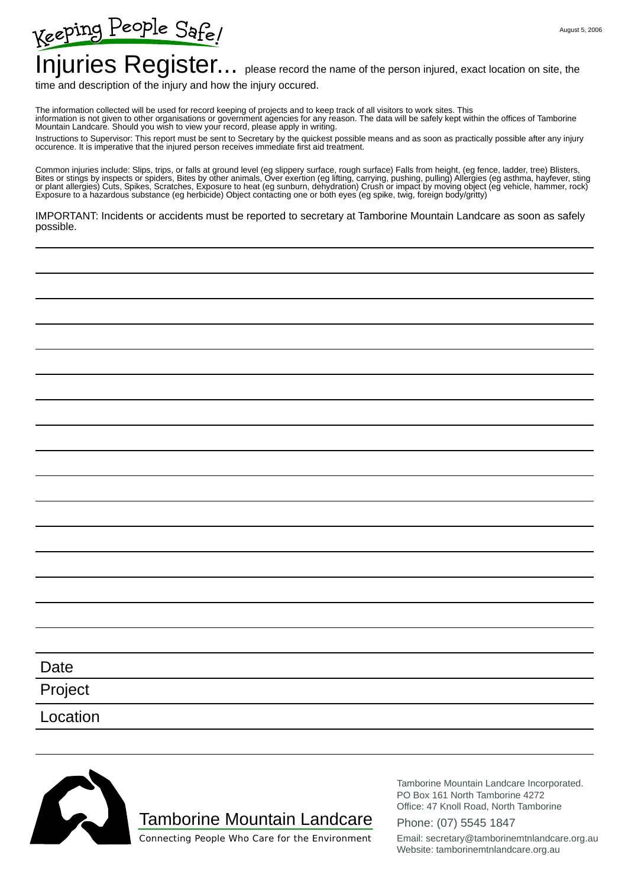# Keeping People Safe!

August 5, 2006

## Injuries Register...

please record the name of the person injured, exact location on site, the time and description of the injury and how the injury occured.

The information collected will be used for record keeping of projects and to keep track of all visitors to work sites. This information is not given to other organisations or government agencies for any reason. The data will be safely kept within the offices of Tamborine Mountain Landcare. Should you wish to view your record, please apply in writing.

Instructions to Supervisor: This report must be sent to Secretary by the quickest possible means and as soon as practically possible after any injury occurence. It is imperative that the injured person receives immediate first aid treatment.

Common injuries include: Slips, trips, or falls at ground level (eg slippery surface, rough surface) Falls from height, (eg fence, ladder, tree) Blisters, Bites or stings by inspects or spiders, Bites by other animals, Over exertion (eg lifting, carrying, pushing, pulling) Allergies (eg asthma, hayfever, sting or plant allergies) Cuts, Spikes, Scratches, Exposure to heat (eg sunburn, dehydration) Crush or impact by moving object (eg vehicle, hammer, rock) Exposure to a hazardous substance (eg herbicide) Object contacting one or both eyes (eg spike, twig, foreign body/gritty)

IMPORTANT: Incidents or accidents must be reported to secretary at Tamborine Mountain Landcare as soon as safely possible.

Date

Project

Location

Tamborine Mountain Landcare

Connecting People Who Care for the Environment

Tamborine Mountain Landcare Incorporated.
PO Box 161 North Tamborine 4272
Office: 47 Knoll Road, North Tamborine

Phone: (07) 5545 1847

Email: secretary@tamborinemtnlandcare.org.au
Website: tamborinemtnlandcare.org.au